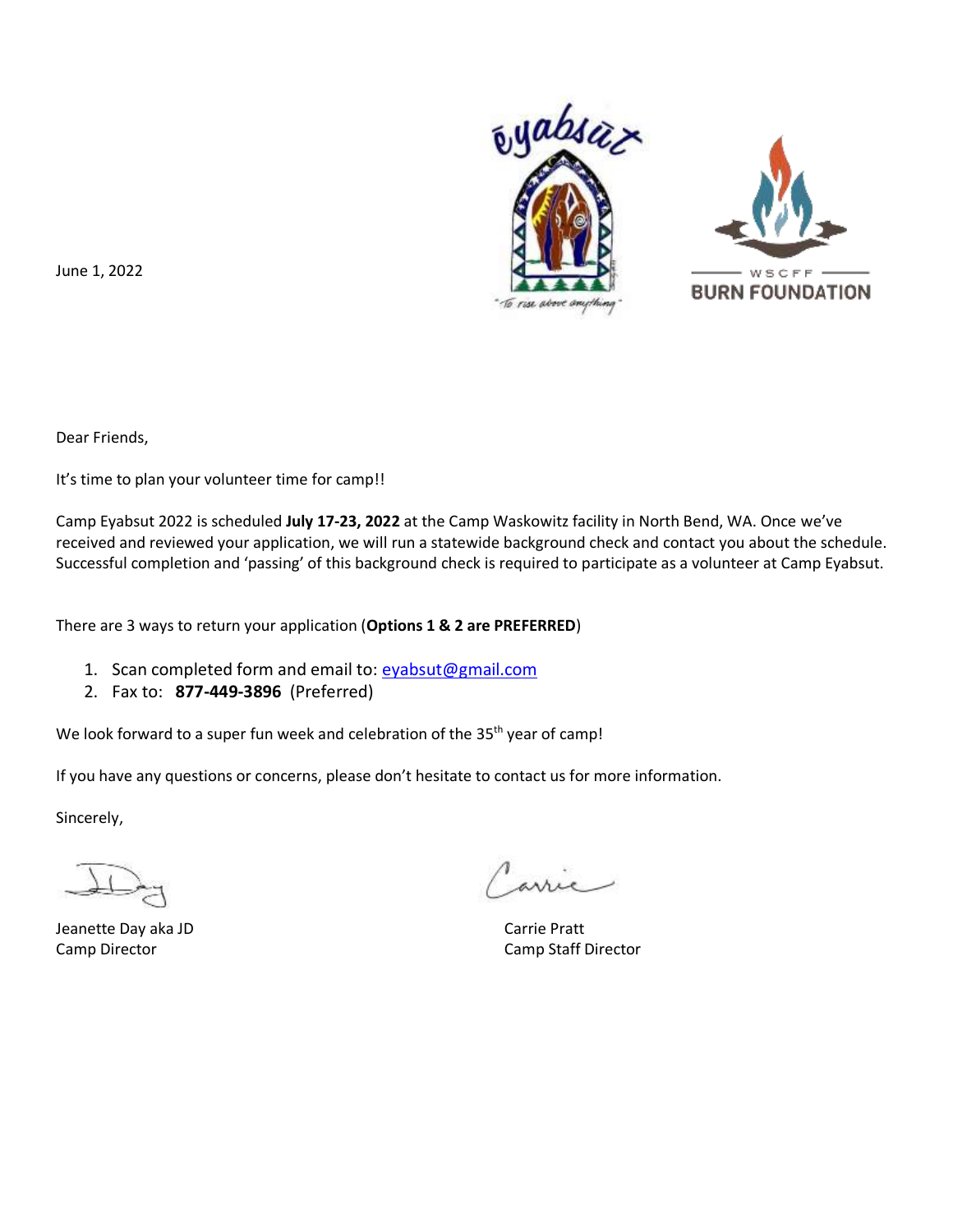June 1, 2022

Dear Friends,

It's time to plan your volunteer time for camp!!

Camp Eyabsut 2022 is scheduled **July 17-23, 2022** at the Camp Waskowitz facility in North Bend, WA. Once we've received and reviewed your application, we will run a statewide background check and contact you about the schedule. Successful completion and 'passing' of this background check is required to participate as a volunteer at Camp Eyabsut.

There are 3 ways to return your application (**Options 1 & 2 are PREFERRED**)

1. Scan completed form and email to: eyabsut@gmail.com
2. Fax to: **877-449-3896** (Preferred)

We look forward to a super fun week and celebration of the 35th year of camp!

If you have any questions or concerns, please don't hesitate to contact us for more information.

Sincerely,

Jeanette Day aka JD
Camp Director

Carrie Pratt
Camp Staff Director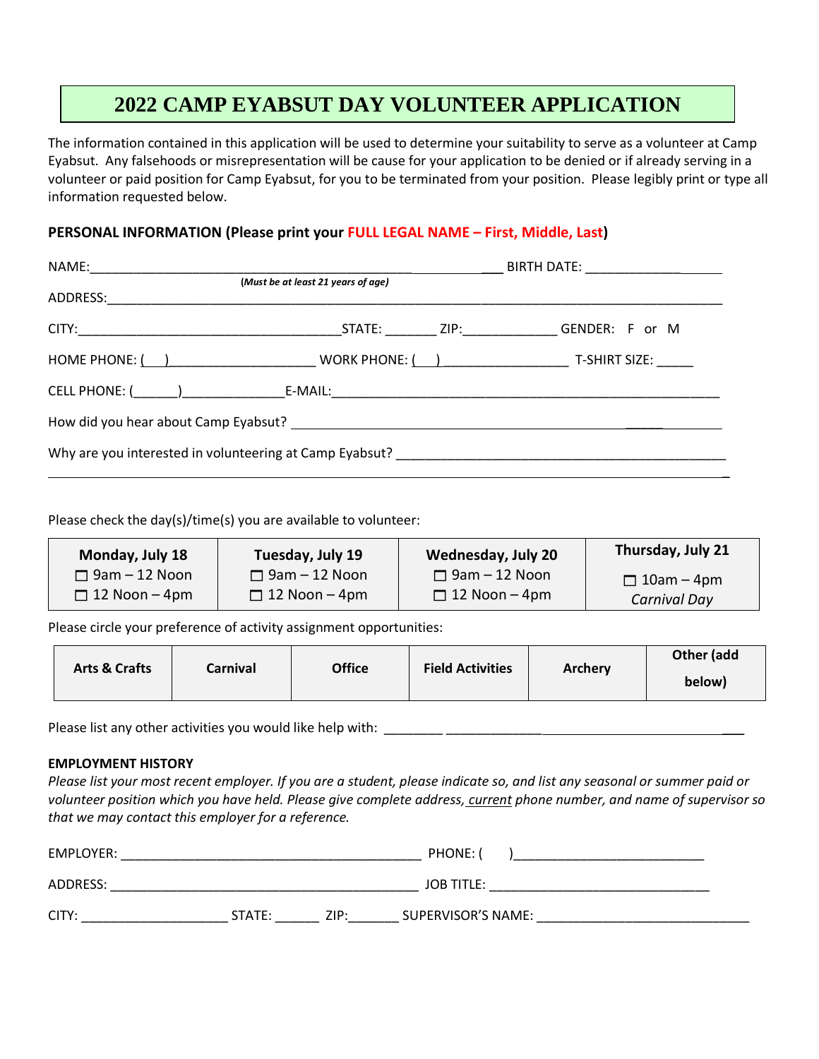# 2022 CAMP EYABSUT DAY VOLUNTEER APPLICATION

The information contained in this application will be used to determine your suitability to serve as a volunteer at Camp Eyabsut. Any falsehoods or misrepresentation will be cause for your application to be denied or if already serving in a volunteer or paid position for Camp Eyabsut, for you to be terminated from your position. Please legibly print or type all information requested below.

**PERSONAL INFORMATION (Please print your FULL LEGAL NAME – First, Middle, Last)**

NAME:_____________________________________________________________ BIRTH DATE: ____________________

***(Must be at least 21 years of age)***

ADDRESS:________________________________________________________________________________________

CITY:______________________________________STATE: _______ ZIP:_____________ GENDER: F or M

HOME PHONE: ( )____________________ WORK PHONE: ( )_________________ T-SHIRT SIZE: _____

CELL PHONE: (______)______________E-MAIL:_______________________________________________________

How did you hear about Camp Eyabsut? _____________________________________________________________

Why are you interested in volunteering at Camp Eyabsut? _______________________________________________

________________________________________________________________________________________________

Please check the day(s)/time(s) you are available to volunteer:

| Monday, July 18 | Tuesday, July 19 | Wednesday, July 20 | Thursday, July 21 |
|---|---|---|---|
| ☐ 9am – 12 Noon<br>☐ 12 Noon – 4pm | ☐ 9am – 12 Noon<br>☐ 12 Noon – 4pm | ☐ 9am – 12 Noon<br>☐ 12 Noon – 4pm | ☐ 10am – 4pm<br>*Carnival Day* |

Please circle your preference of activity assignment opportunities:

| Arts & Crafts | Carnival | Office | Field Activities | Archery | Other (add below) |
|---|---|---|---|---|---|

Please list any other activities you would like help with: ______________________________________________

**EMPLOYMENT HISTORY**

*Please list your most recent employer. If you are a student, please indicate so, and list any seasonal or summer paid or volunteer position which you have held. Please give complete address, current phone number, and name of supervisor so that we may contact this employer for a reference.*

EMPLOYER: __________________________________________ PHONE: ( )__________________________

ADDRESS: ___________________________________________ JOB TITLE: ______________________________

CITY: ____________________ STATE: ______ ZIP:_______ SUPERVISOR'S NAME: _____________________________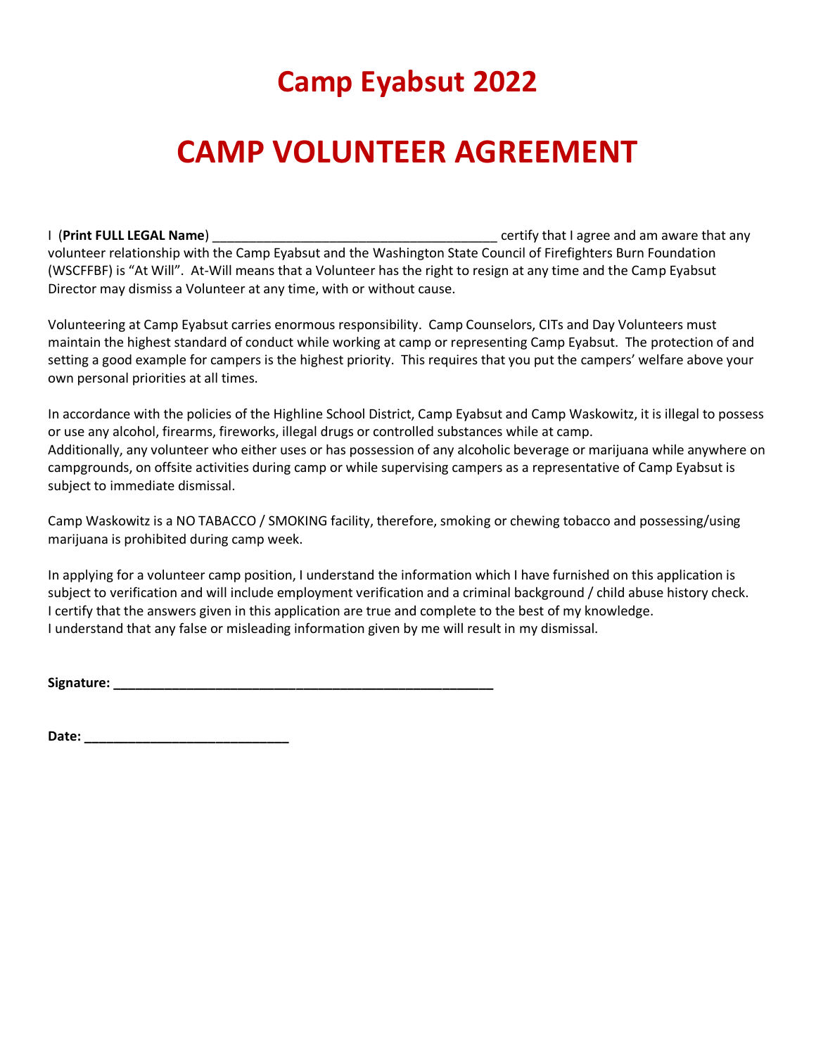# Camp Eyabsut 2022

# CAMP VOLUNTEER AGREEMENT

I (**Print FULL LEGAL Name**) _______________________________________ certify that I agree and am aware that any volunteer relationship with the Camp Eyabsut and the Washington State Council of Firefighters Burn Foundation (WSCFFBF) is "At Will". At-Will means that a Volunteer has the right to resign at any time and the Camp Eyabsut Director may dismiss a Volunteer at any time, with or without cause.

Volunteering at Camp Eyabsut carries enormous responsibility. Camp Counselors, CITs and Day Volunteers must maintain the highest standard of conduct while working at camp or representing Camp Eyabsut. The protection of and setting a good example for campers is the highest priority. This requires that you put the campers' welfare above your own personal priorities at all times.

In accordance with the policies of the Highline School District, Camp Eyabsut and Camp Waskowitz, it is illegal to possess or use any alcohol, firearms, fireworks, illegal drugs or controlled substances while at camp.
Additionally, any volunteer who either uses or has possession of any alcoholic beverage or marijuana while anywhere on campgrounds, on offsite activities during camp or while supervising campers as a representative of Camp Eyabsut is subject to immediate dismissal.

Camp Waskowitz is a NO TABACCO / SMOKING facility, therefore, smoking or chewing tobacco and possessing/using marijuana is prohibited during camp week.

In applying for a volunteer camp position, I understand the information which I have furnished on this application is subject to verification and will include employment verification and a criminal background / child abuse history check.
I certify that the answers given in this application are true and complete to the best of my knowledge.
I understand that any false or misleading information given by me will result in my dismissal.

**Signature: ____________________________________________________**

**Date: ____________________________**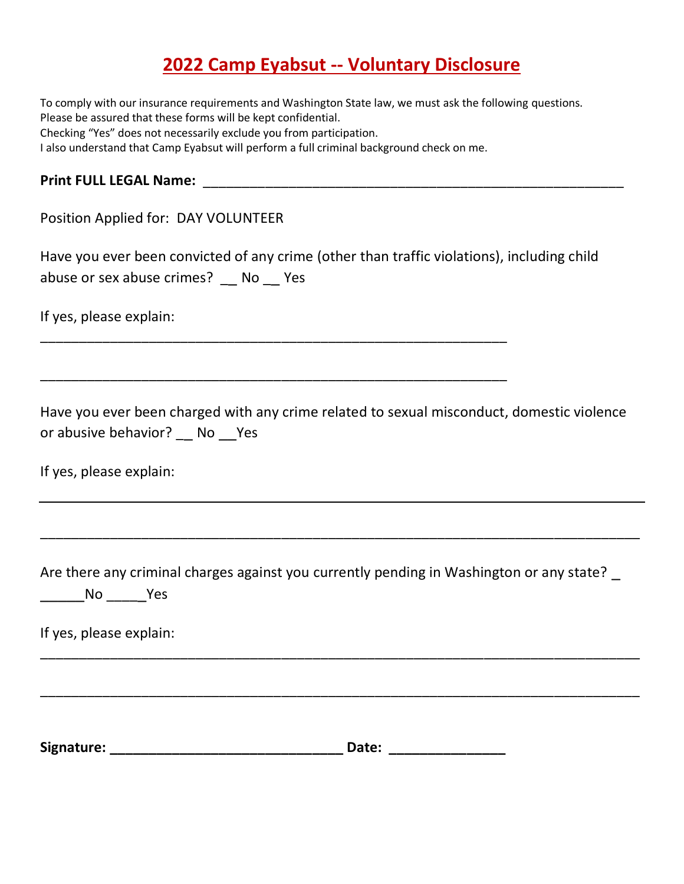# 2022 Camp Eyabsut -- Voluntary Disclosure

To comply with our insurance requirements and Washington State law, we must ask the following questions.
Please be assured that these forms will be kept confidential.
Checking "Yes" does not necessarily exclude you from participation.
I also understand that Camp Eyabsut will perform a full criminal background check on me.

**Print FULL LEGAL Name:** ____________________________________________________

Position Applied for: DAY VOLUNTEER

Have you ever been convicted of any crime (other than traffic violations), including child abuse or sex abuse crimes? __ No __ Yes

If yes, please explain:

______________________________________________________________

______________________________________________________________

Have you ever been charged with any crime related to sexual misconduct, domestic violence or abusive behavior? __ No __Yes

If yes, please explain:

________________________________________________________________________________

________________________________________________________________________________

Are there any criminal charges against you currently pending in Washington or any state? _ ______No _____Yes

If yes, please explain:

________________________________________________________________________________

________________________________________________________________________________

**Signature: ______________________________ Date: _______________**